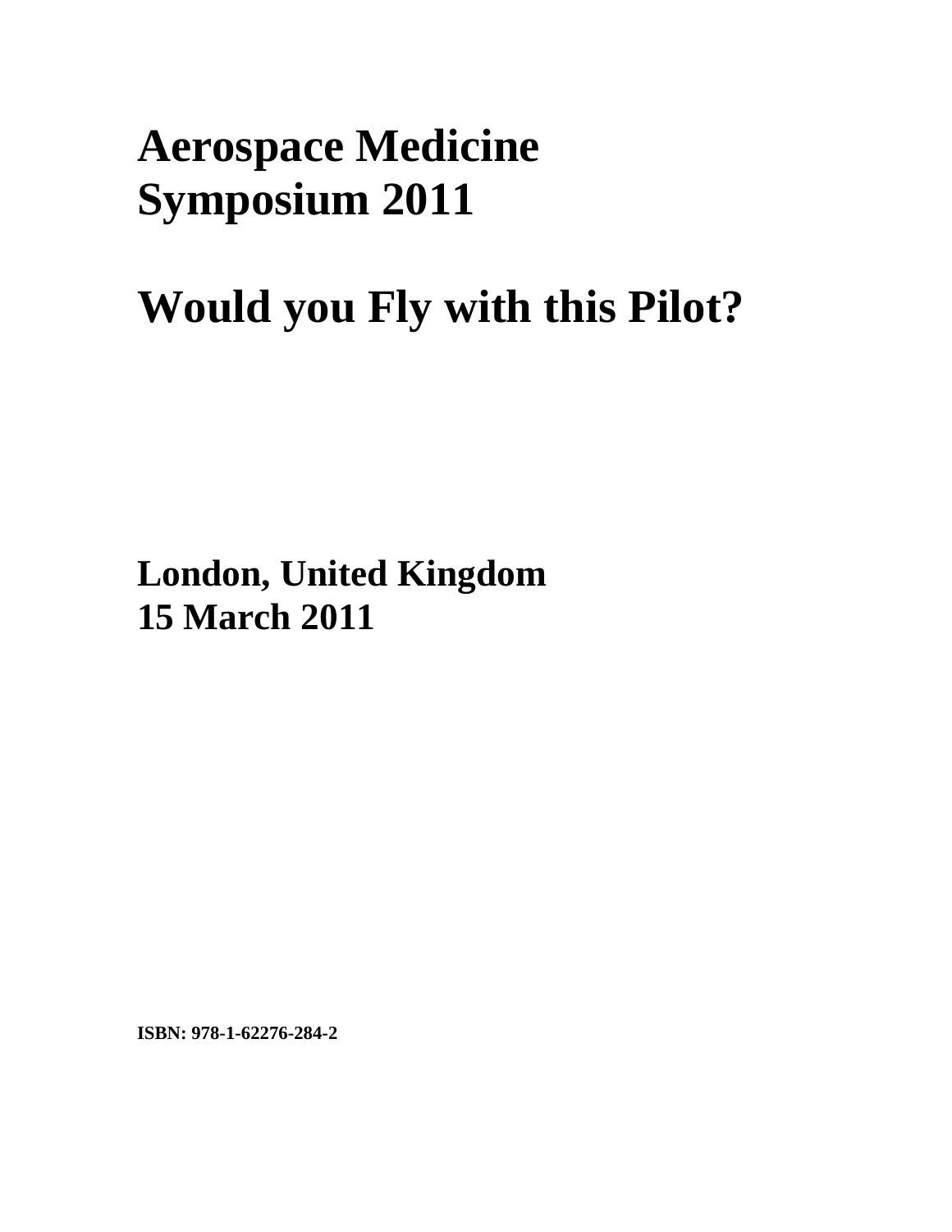# Aerospace Medicine Symposium 2011

# Would you Fly with this Pilot?

**London, United Kingdom**
**15 March 2011**

**ISBN: 978-1-62276-284-2**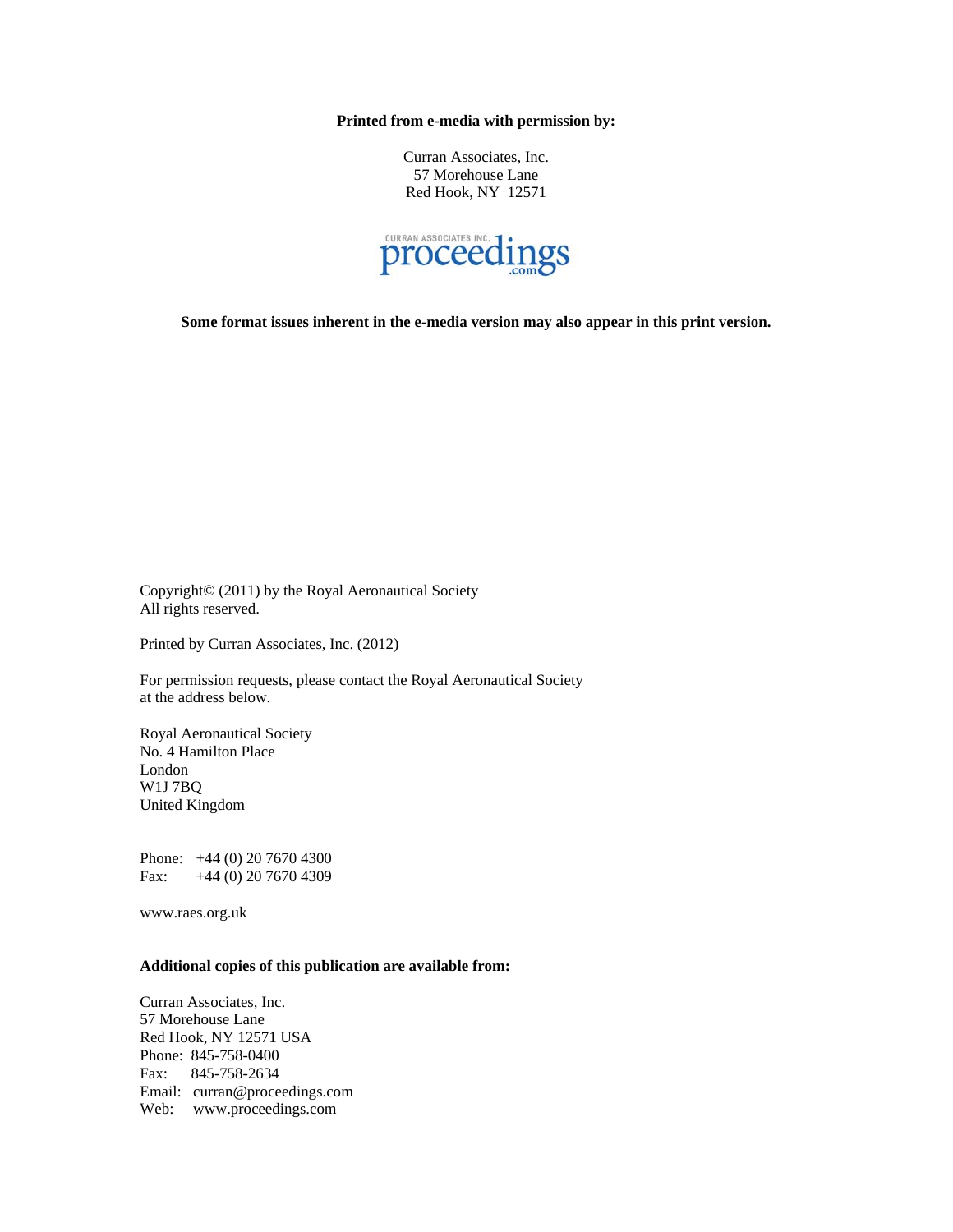**Printed from e-media with permission by:**

Curran Associates, Inc.
57 Morehouse Lane
Red Hook, NY 12571

CURRAN ASSOCIATES INC.
proceedings.com

**Some format issues inherent in the e-media version may also appear in this print version.**

Copyright© (2011) by the Royal Aeronautical Society
All rights reserved.

Printed by Curran Associates, Inc. (2012)

For permission requests, please contact the Royal Aeronautical Society
at the address below.

Royal Aeronautical Society
No. 4 Hamilton Place
London
W1J 7BQ
United Kingdom

Phone: +44 (0) 20 7670 4300
Fax: +44 (0) 20 7670 4309

www.raes.org.uk

**Additional copies of this publication are available from:**

Curran Associates, Inc.
57 Morehouse Lane
Red Hook, NY 12571 USA
Phone: 845-758-0400
Fax: 845-758-2634
Email: curran@proceedings.com
Web: www.proceedings.com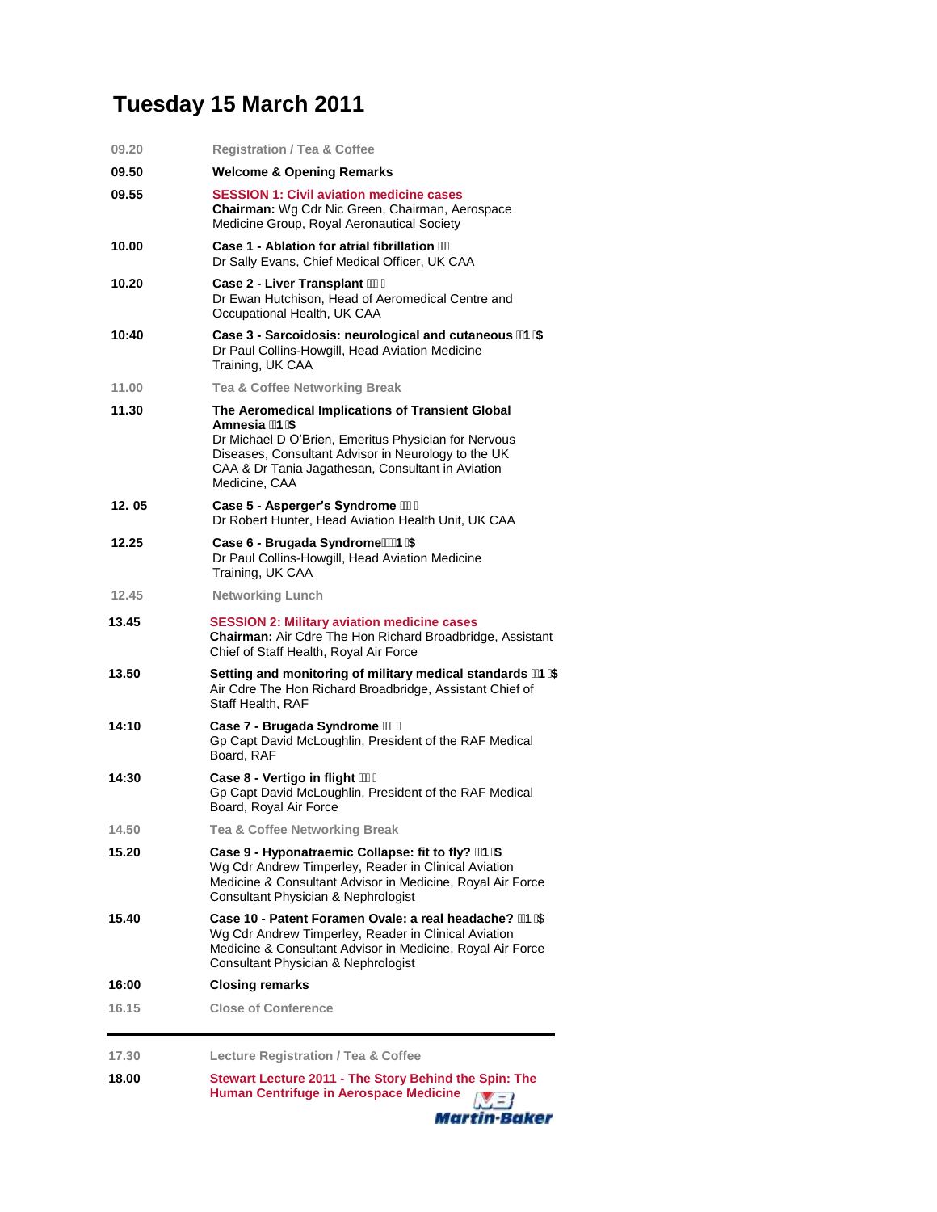# Tuesday 15 March 2011

| | |
|---|---|
| 09.20 | Registration / Tea & Coffee |
| 09.50 | **Welcome & Opening Remarks** |
| 09.55 | **SESSION 1: Civil aviation medicine cases**<br>**Chairman:** Wg Cdr Nic Green, Chairman, Aerospace Medicine Group, Royal Aeronautical Society |
| 10.00 | **Case 1 - Ablation for atrial fibrillation**<br>Dr Sally Evans, Chief Medical Officer, UK CAA |
| 10.20 | **Case 2 - Liver Transplant**<br>Dr Ewan Hutchison, Head of Aeromedical Centre and Occupational Health, UK CAA |
| 10:40 | **Case 3 - Sarcoidosis: neurological and cutaneous**<br>Dr Paul Collins-Howgill, Head Aviation Medicine Training, UK CAA |
| 11.00 | Tea & Coffee Networking Break |
| 11.30 | **The Aeromedical Implications of Transient Global Amnesia**<br>Dr Michael D O'Brien, Emeritus Physician for Nervous Diseases, Consultant Advisor in Neurology to the UK CAA & Dr Tania Jagathesan, Consultant in Aviation Medicine, CAA |
| 12. 05 | **Case 5 - Asperger's Syndrome**<br>Dr Robert Hunter, Head Aviation Health Unit, UK CAA |
| 12.25 | **Case 6 - Brugada Syndrome**<br>Dr Paul Collins-Howgill, Head Aviation Medicine Training, UK CAA |
| 12.45 | Networking Lunch |
| 13.45 | **SESSION 2: Military aviation medicine cases**<br>**Chairman:** Air Cdre The Hon Richard Broadbridge, Assistant Chief of Staff Health, Royal Air Force |
| 13.50 | **Setting and monitoring of military medical standards**<br>Air Cdre The Hon Richard Broadbridge, Assistant Chief of Staff Health, RAF |
| 14:10 | **Case 7 - Brugada Syndrome**<br>Gp Capt David McLoughlin, President of the RAF Medical Board, RAF |
| 14:30 | **Case 8 - Vertigo in flight**<br>Gp Capt David McLoughlin, President of the RAF Medical Board, Royal Air Force |
| 14.50 | Tea & Coffee Networking Break |
| 15.20 | **Case 9 - Hyponatraemic Collapse: fit to fly?**<br>Wg Cdr Andrew Timperley, Reader in Clinical Aviation Medicine & Consultant Advisor in Medicine, Royal Air Force Consultant Physician & Nephrologist |
| 15.40 | **Case 10 - Patent Foramen Ovale: a real headache?**<br>Wg Cdr Andrew Timperley, Reader in Clinical Aviation Medicine & Consultant Advisor in Medicine, Royal Air Force Consultant Physician & Nephrologist |
| 16:00 | **Closing remarks** |
| 16.15 | Close of Conference |

---

| | |
|---|---|
| 17.30 | Lecture Registration / Tea & Coffee |
| 18.00 | **Stewart Lecture 2011 - The Story Behind the Spin: The Human Centrifuge in Aerospace Medicine** |

Martin-Baker